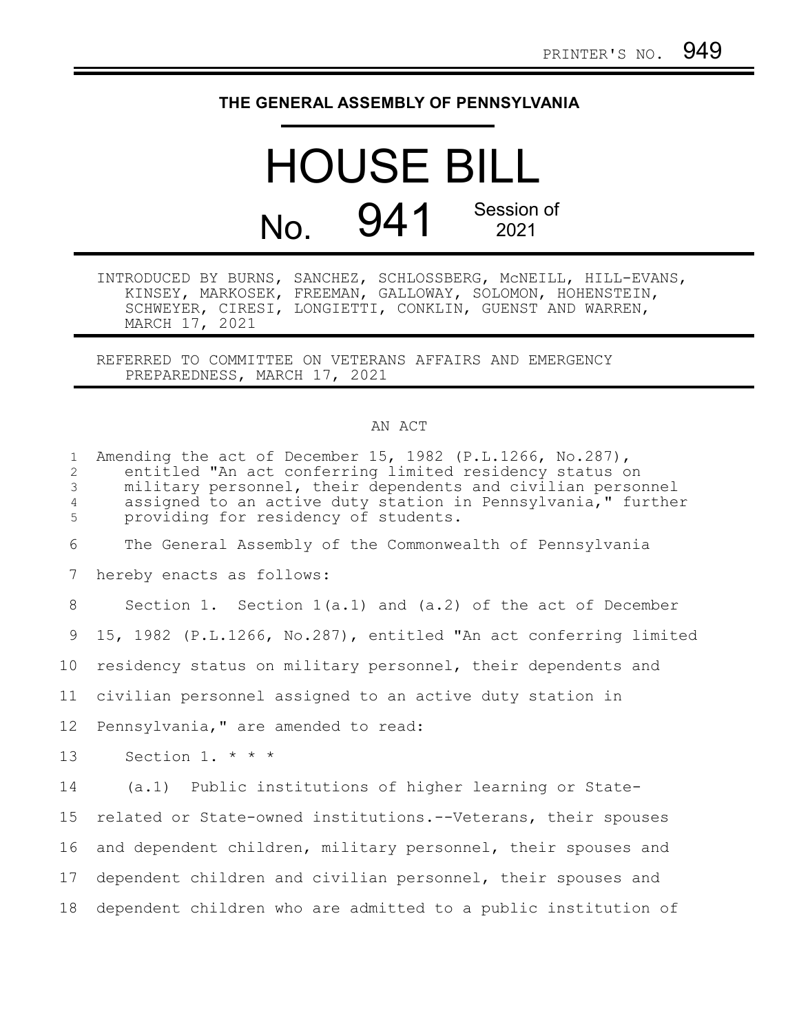PRINTER'S NO. 949

# THE GENERAL ASSEMBLY OF PENNSYLVANIA

# HOUSE BILL

## No. 941 Session of 2021

INTRODUCED BY BURNS, SANCHEZ, SCHLOSSBERG, McNEILL, HILL-EVANS, KINSEY, MARKOSEK, FREEMAN, GALLOWAY, SOLOMON, HOHENSTEIN, SCHWEYER, CIRESI, LONGIETTI, CONKLIN, GUENST AND WARREN, MARCH 17, 2021

REFERRED TO COMMITTEE ON VETERANS AFFAIRS AND EMERGENCY PREPAREDNESS, MARCH 17, 2021

AN ACT

Amending the act of December 15, 1982 (P.L.1266, No.287), entitled "An act conferring limited residency status on military personnel, their dependents and civilian personnel assigned to an active duty station in Pennsylvania," further providing for residency of students.

The General Assembly of the Commonwealth of Pennsylvania hereby enacts as follows:

Section 1. Section 1(a.1) and (a.2) of the act of December 15, 1982 (P.L.1266, No.287), entitled "An act conferring limited residency status on military personnel, their dependents and civilian personnel assigned to an active duty station in Pennsylvania," are amended to read:

Section 1. * * *

(a.1) Public institutions of higher learning or State-related or State-owned institutions.--Veterans, their spouses and dependent children, military personnel, their spouses and dependent children and civilian personnel, their spouses and dependent children who are admitted to a public institution of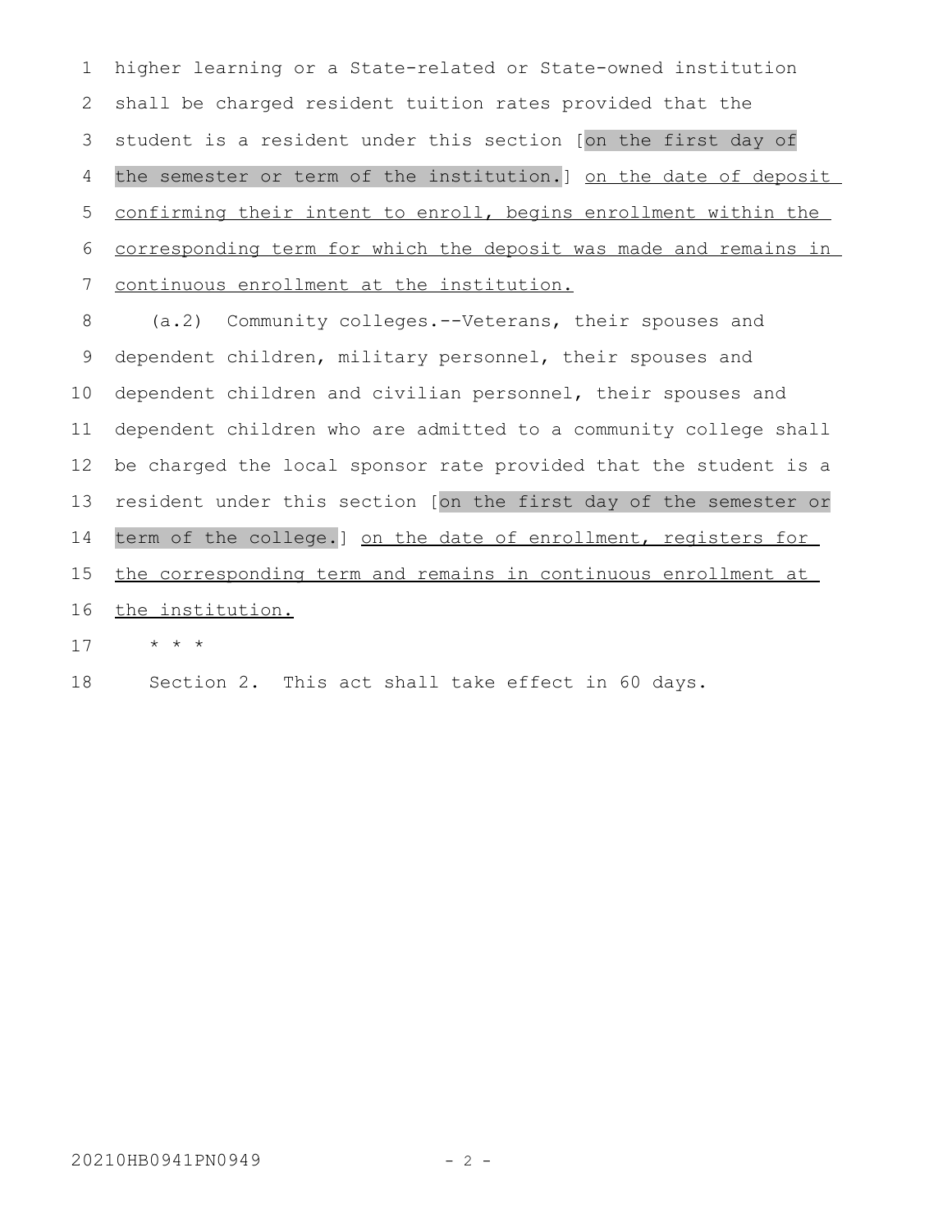higher learning or a State-related or State-owned institution shall be charged resident tuition rates provided that the student is a resident under this section [on the first day of the semester or term of the institution.] <u>on the date of deposit confirming their intent to enroll, begins enrollment within the corresponding term for which the deposit was made and remains in continuous enrollment at the institution.</u>

(a.2) Community colleges.--Veterans, their spouses and dependent children, military personnel, their spouses and dependent children and civilian personnel, their spouses and dependent children who are admitted to a community college shall be charged the local sponsor rate provided that the student is a resident under this section [on the first day of the semester or term of the college.] <u>on the date of enrollment, registers for the corresponding term and remains in continuous enrollment at the institution.</u>

\* \* \*

Section 2. This act shall take effect in 60 days.